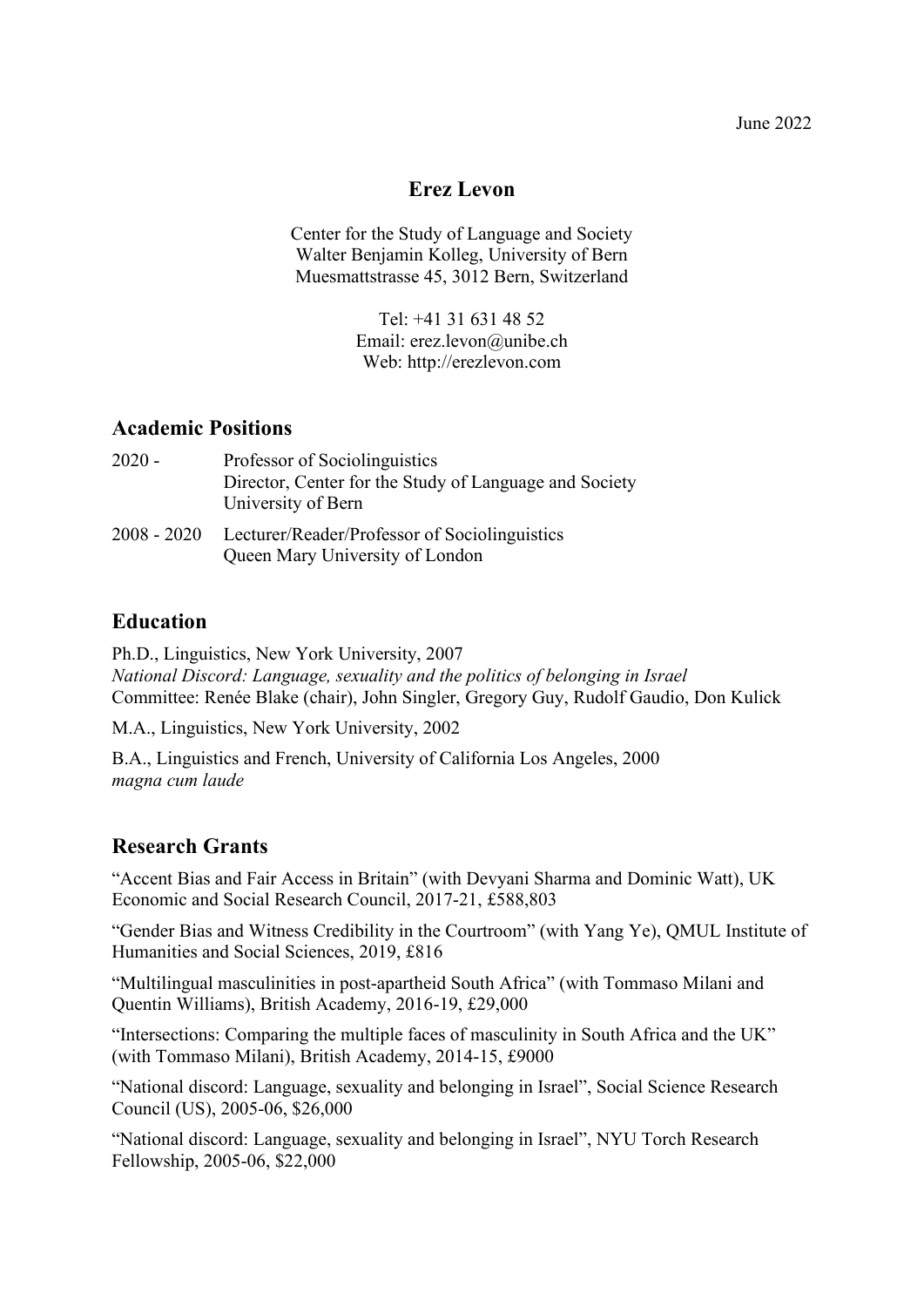June 2022

# Erez Levon

Center for the Study of Language and Society
Walter Benjamin Kolleg, University of Bern
Muesmattstrasse 45, 3012 Bern, Switzerland

Tel: +41 31 631 48 52
Email: erez.levon@unibe.ch
Web: http://erezlevon.com

## Academic Positions

2020 - Professor of Sociolinguistics
Director, Center for the Study of Language and Society
University of Bern

2008 - 2020 Lecturer/Reader/Professor of Sociolinguistics
Queen Mary University of London

## Education

Ph.D., Linguistics, New York University, 2007
*National Discord: Language, sexuality and the politics of belonging in Israel*
Committee: Renée Blake (chair), John Singler, Gregory Guy, Rudolf Gaudio, Don Kulick

M.A., Linguistics, New York University, 2002

B.A., Linguistics and French, University of California Los Angeles, 2000
*magna cum laude*

## Research Grants

"Accent Bias and Fair Access in Britain" (with Devyani Sharma and Dominic Watt), UK Economic and Social Research Council, 2017-21, £588,803

"Gender Bias and Witness Credibility in the Courtroom" (with Yang Ye), QMUL Institute of Humanities and Social Sciences, 2019, £816

"Multilingual masculinities in post-apartheid South Africa" (with Tommaso Milani and Quentin Williams), British Academy, 2016-19, £29,000

"Intersections: Comparing the multiple faces of masculinity in South Africa and the UK" (with Tommaso Milani), British Academy, 2014-15, £9000

"National discord: Language, sexuality and belonging in Israel", Social Science Research Council (US), 2005-06, $26,000

"National discord: Language, sexuality and belonging in Israel", NYU Torch Research Fellowship, 2005-06, $22,000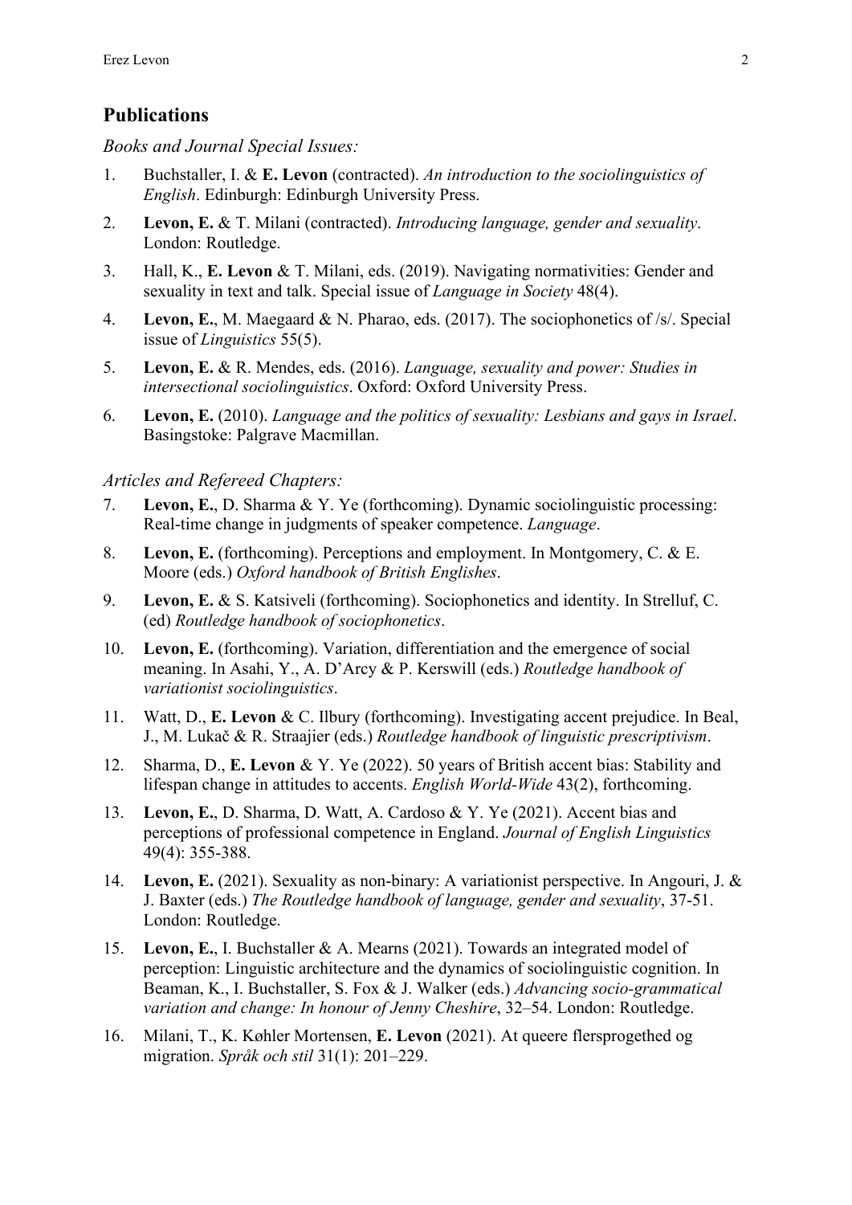## Publications

*Books and Journal Special Issues:*

1. Buchstaller, I. & **E. Levon** (contracted). *An introduction to the sociolinguistics of English*. Edinburgh: Edinburgh University Press.
2. **Levon, E.** & T. Milani (contracted). *Introducing language, gender and sexuality*. London: Routledge.
3. Hall, K., **E. Levon** & T. Milani, eds. (2019). Navigating normativities: Gender and sexuality in text and talk. Special issue of *Language in Society* 48(4).
4. **Levon, E.**, M. Maegaard & N. Pharao, eds. (2017). The sociophonetics of /s/. Special issue of *Linguistics* 55(5).
5. **Levon, E.** & R. Mendes, eds. (2016). *Language, sexuality and power: Studies in intersectional sociolinguistics*. Oxford: Oxford University Press.
6. **Levon, E.** (2010). *Language and the politics of sexuality: Lesbians and gays in Israel*. Basingstoke: Palgrave Macmillan.

*Articles and Refereed Chapters:*

7. **Levon, E.**, D. Sharma & Y. Ye (forthcoming). Dynamic sociolinguistic processing: Real-time change in judgments of speaker competence. *Language*.
8. **Levon, E.** (forthcoming). Perceptions and employment. In Montgomery, C. & E. Moore (eds.) *Oxford handbook of British Englishes*.
9. **Levon, E.** & S. Katsiveli (forthcoming). Sociophonetics and identity. In Strelluf, C. (ed) *Routledge handbook of sociophonetics*.
10. **Levon, E.** (forthcoming). Variation, differentiation and the emergence of social meaning. In Asahi, Y., A. D'Arcy & P. Kerswill (eds.) *Routledge handbook of variationist sociolinguistics*.
11. Watt, D., **E. Levon** & C. Ilbury (forthcoming). Investigating accent prejudice. In Beal, J., M. Lukač & R. Straajier (eds.) *Routledge handbook of linguistic prescriptivism*.
12. Sharma, D., **E. Levon** & Y. Ye (2022). 50 years of British accent bias: Stability and lifespan change in attitudes to accents. *English World-Wide* 43(2), forthcoming.
13. **Levon, E.**, D. Sharma, D. Watt, A. Cardoso & Y. Ye (2021). Accent bias and perceptions of professional competence in England. *Journal of English Linguistics* 49(4): 355-388.
14. **Levon, E.** (2021). Sexuality as non-binary: A variationist perspective. In Angouri, J. & J. Baxter (eds.) *The Routledge handbook of language, gender and sexuality*, 37-51. London: Routledge.
15. **Levon, E.**, I. Buchstaller & A. Mearns (2021). Towards an integrated model of perception: Linguistic architecture and the dynamics of sociolinguistic cognition. In Beaman, K., I. Buchstaller, S. Fox & J. Walker (eds.) *Advancing socio-grammatical variation and change: In honour of Jenny Cheshire*, 32–54. London: Routledge.
16. Milani, T., K. Køhler Mortensen, **E. Levon** (2021). At queere flersprogethed og migration. *Språk och stil* 31(1): 201–229.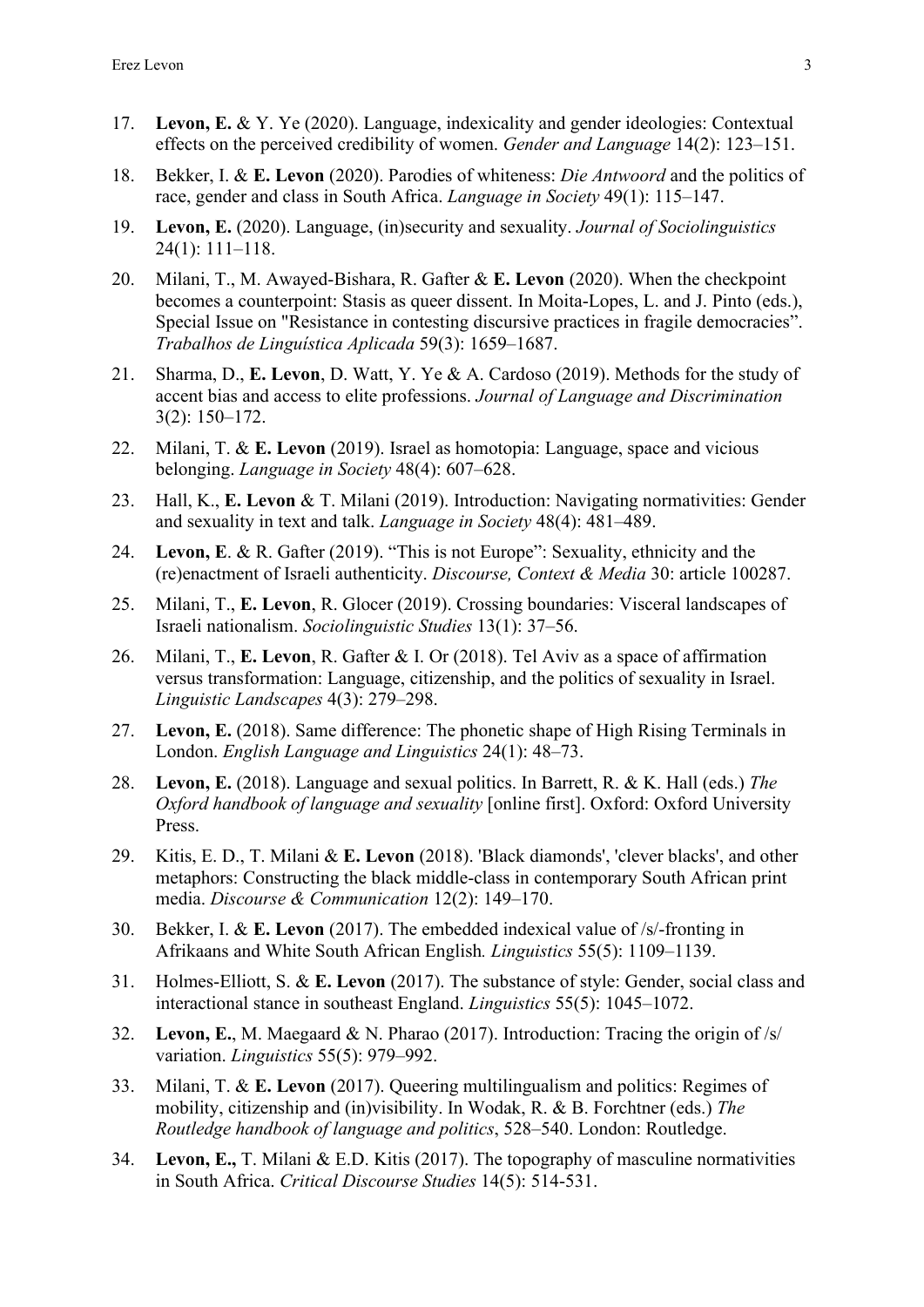17. **Levon, E.** & Y. Ye (2020). Language, indexicality and gender ideologies: Contextual effects on the perceived credibility of women. *Gender and Language* 14(2): 123–151.
18. Bekker, I. & **E. Levon** (2020). Parodies of whiteness: *Die Antwoord* and the politics of race, gender and class in South Africa. *Language in Society* 49(1): 115–147.
19. **Levon, E.** (2020). Language, (in)security and sexuality. *Journal of Sociolinguistics* 24(1): 111–118.
20. Milani, T., M. Awayed-Bishara, R. Gafter & **E. Levon** (2020). When the checkpoint becomes a counterpoint: Stasis as queer dissent. In Moita-Lopes, L. and J. Pinto (eds.), Special Issue on "Resistance in contesting discursive practices in fragile democracies". *Trabalhos de Linguística Aplicada* 59(3): 1659–1687.
21. Sharma, D., **E. Levon**, D. Watt, Y. Ye & A. Cardoso (2019). Methods for the study of accent bias and access to elite professions. *Journal of Language and Discrimination* 3(2): 150–172.
22. Milani, T. & **E. Levon** (2019). Israel as homotopia: Language, space and vicious belonging. *Language in Society* 48(4): 607–628.
23. Hall, K., **E. Levon** & T. Milani (2019). Introduction: Navigating normativities: Gender and sexuality in text and talk. *Language in Society* 48(4): 481–489.
24. **Levon, E**. & R. Gafter (2019). "This is not Europe": Sexuality, ethnicity and the (re)enactment of Israeli authenticity. *Discourse, Context & Media* 30: article 100287.
25. Milani, T., **E. Levon**, R. Glocer (2019). Crossing boundaries: Visceral landscapes of Israeli nationalism. *Sociolinguistic Studies* 13(1): 37–56.
26. Milani, T., **E. Levon**, R. Gafter & I. Or (2018). Tel Aviv as a space of affirmation versus transformation: Language, citizenship, and the politics of sexuality in Israel. *Linguistic Landscapes* 4(3): 279–298.
27. **Levon, E.** (2018). Same difference: The phonetic shape of High Rising Terminals in London. *English Language and Linguistics* 24(1): 48–73.
28. **Levon, E.** (2018). Language and sexual politics. In Barrett, R. & K. Hall (eds.) *The Oxford handbook of language and sexuality* [online first]. Oxford: Oxford University Press.
29. Kitis, E. D., T. Milani & **E. Levon** (2018). 'Black diamonds', 'clever blacks', and other metaphors: Constructing the black middle-class in contemporary South African print media. *Discourse & Communication* 12(2): 149–170.
30. Bekker, I. & **E. Levon** (2017). The embedded indexical value of /s/-fronting in Afrikaans and White South African English*. Linguistics* 55(5): 1109–1139.
31. Holmes-Elliott, S. & **E. Levon** (2017). The substance of style: Gender, social class and interactional stance in southeast England. *Linguistics* 55(5): 1045–1072.
32. **Levon, E.**, M. Maegaard & N. Pharao (2017). Introduction: Tracing the origin of /s/ variation. *Linguistics* 55(5): 979–992.
33. Milani, T. & **E. Levon** (2017). Queering multilingualism and politics: Regimes of mobility, citizenship and (in)visibility. In Wodak, R. & B. Forchtner (eds.) *The Routledge handbook of language and politics*, 528–540. London: Routledge.
34. **Levon, E.,** T. Milani & E.D. Kitis (2017). The topography of masculine normativities in South Africa. *Critical Discourse Studies* 14(5): 514-531.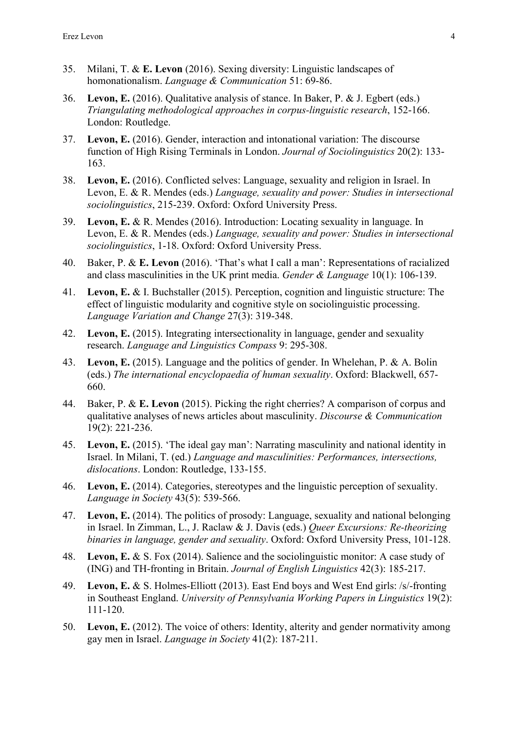35. Milani, T. & **E. Levon** (2016). Sexing diversity: Linguistic landscapes of homonationalism. *Language & Communication* 51: 69-86.

36. **Levon, E.** (2016). Qualitative analysis of stance. In Baker, P. & J. Egbert (eds.) *Triangulating methodological approaches in corpus-linguistic research*, 152-166. London: Routledge.

37. **Levon, E.** (2016). Gender, interaction and intonational variation: The discourse function of High Rising Terminals in London. *Journal of Sociolinguistics* 20(2): 133-163.

38. **Levon, E.** (2016). Conflicted selves: Language, sexuality and religion in Israel. In Levon, E. & R. Mendes (eds.) *Language, sexuality and power: Studies in intersectional sociolinguistics*, 215-239. Oxford: Oxford University Press.

39. **Levon, E.** & R. Mendes (2016). Introduction: Locating sexuality in language. In Levon, E. & R. Mendes (eds.) *Language, sexuality and power: Studies in intersectional sociolinguistics*, 1-18. Oxford: Oxford University Press.

40. Baker, P. & **E. Levon** (2016). 'That's what I call a man': Representations of racialized and class masculinities in the UK print media. *Gender & Language* 10(1): 106-139.

41. **Levon, E.** & I. Buchstaller (2015). Perception, cognition and linguistic structure: The effect of linguistic modularity and cognitive style on sociolinguistic processing. *Language Variation and Change* 27(3): 319-348.

42. **Levon, E.** (2015). Integrating intersectionality in language, gender and sexuality research. *Language and Linguistics Compass* 9: 295-308.

43. **Levon, E.** (2015). Language and the politics of gender. In Whelehan, P. & A. Bolin (eds.) *The international encyclopaedia of human sexuality*. Oxford: Blackwell, 657-660.

44. Baker, P. & **E. Levon** (2015). Picking the right cherries? A comparison of corpus and qualitative analyses of news articles about masculinity. *Discourse & Communication* 19(2): 221-236.

45. **Levon, E.** (2015). 'The ideal gay man': Narrating masculinity and national identity in Israel. In Milani, T. (ed.) *Language and masculinities: Performances, intersections, dislocations*. London: Routledge, 133-155.

46. **Levon, E.** (2014). Categories, stereotypes and the linguistic perception of sexuality. *Language in Society* 43(5): 539-566.

47. **Levon, E.** (2014). The politics of prosody: Language, sexuality and national belonging in Israel. In Zimman, L., J. Raclaw & J. Davis (eds.) *Queer Excursions: Re-theorizing binaries in language, gender and sexuality*. Oxford: Oxford University Press, 101-128.

48. **Levon, E.** & S. Fox (2014). Salience and the sociolinguistic monitor: A case study of (ING) and TH-fronting in Britain. *Journal of English Linguistics* 42(3): 185-217.

49. **Levon, E.** & S. Holmes-Elliott (2013). East End boys and West End girls: /s/-fronting in Southeast England. *University of Pennsylvania Working Papers in Linguistics* 19(2): 111-120.

50. **Levon, E.** (2012). The voice of others: Identity, alterity and gender normativity among gay men in Israel. *Language in Society* 41(2): 187-211.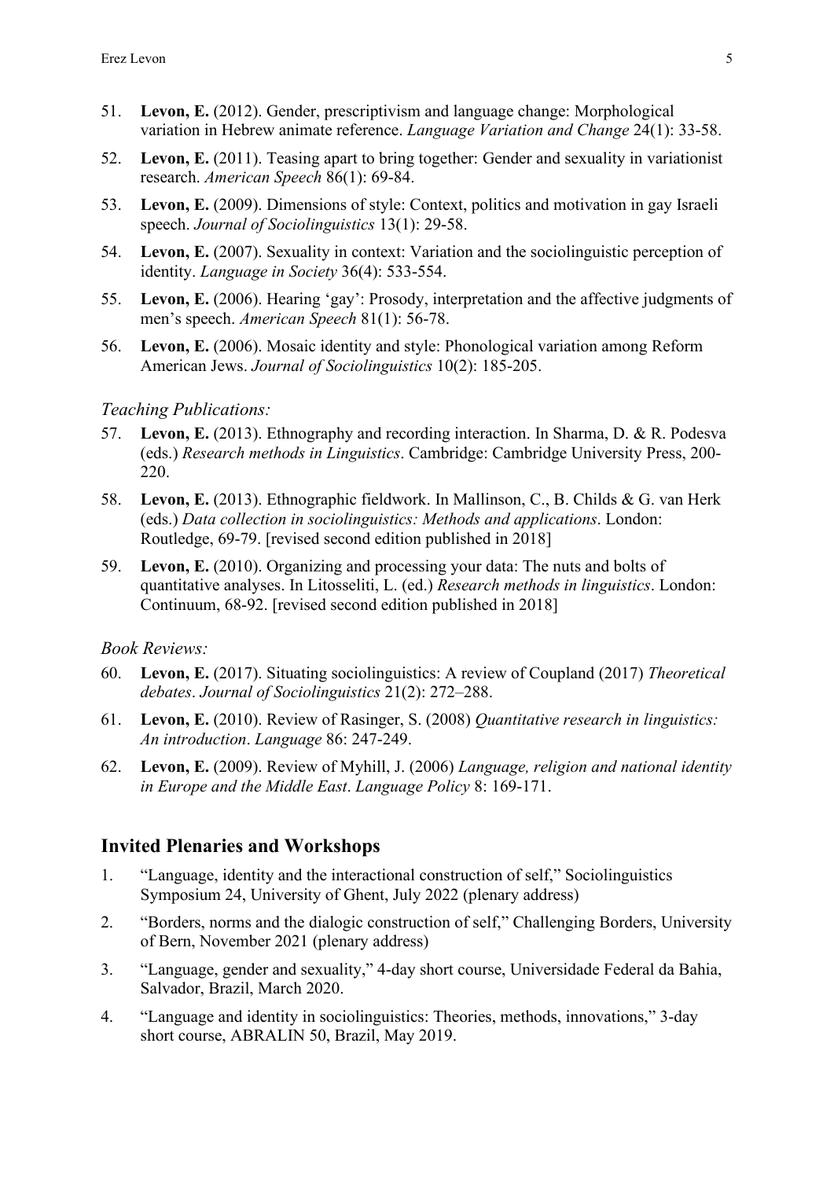51. **Levon, E.** (2012). Gender, prescriptivism and language change: Morphological variation in Hebrew animate reference. *Language Variation and Change* 24(1): 33-58.
52. **Levon, E.** (2011). Teasing apart to bring together: Gender and sexuality in variationist research. *American Speech* 86(1): 69-84.
53. **Levon, E.** (2009). Dimensions of style: Context, politics and motivation in gay Israeli speech. *Journal of Sociolinguistics* 13(1): 29-58.
54. **Levon, E.** (2007). Sexuality in context: Variation and the sociolinguistic perception of identity. *Language in Society* 36(4): 533-554.
55. **Levon, E.** (2006). Hearing 'gay': Prosody, interpretation and the affective judgments of men's speech. *American Speech* 81(1): 56-78.
56. **Levon, E.** (2006). Mosaic identity and style: Phonological variation among Reform American Jews. *Journal of Sociolinguistics* 10(2): 185-205.

*Teaching Publications:*

57. **Levon, E.** (2013). Ethnography and recording interaction. In Sharma, D. & R. Podesva (eds.) *Research methods in Linguistics*. Cambridge: Cambridge University Press, 200-220.
58. **Levon, E.** (2013). Ethnographic fieldwork. In Mallinson, C., B. Childs & G. van Herk (eds.) *Data collection in sociolinguistics: Methods and applications*. London: Routledge, 69-79. [revised second edition published in 2018]
59. **Levon, E.** (2010). Organizing and processing your data: The nuts and bolts of quantitative analyses. In Litosseliti, L. (ed.) *Research methods in linguistics*. London: Continuum, 68-92. [revised second edition published in 2018]

*Book Reviews:*

60. **Levon, E.** (2017). Situating sociolinguistics: A review of Coupland (2017) *Theoretical debates*. *Journal of Sociolinguistics* 21(2): 272–288.
61. **Levon, E.** (2010). Review of Rasinger, S. (2008) *Quantitative research in linguistics: An introduction*. *Language* 86: 247-249.
62. **Levon, E.** (2009). Review of Myhill, J. (2006) *Language, religion and national identity in Europe and the Middle East*. *Language Policy* 8: 169-171.

## Invited Plenaries and Workshops

1. "Language, identity and the interactional construction of self," Sociolinguistics Symposium 24, University of Ghent, July 2022 (plenary address)
2. "Borders, norms and the dialogic construction of self," Challenging Borders, University of Bern, November 2021 (plenary address)
3. "Language, gender and sexuality," 4-day short course, Universidade Federal da Bahia, Salvador, Brazil, March 2020.
4. "Language and identity in sociolinguistics: Theories, methods, innovations," 3-day short course, ABRALIN 50, Brazil, May 2019.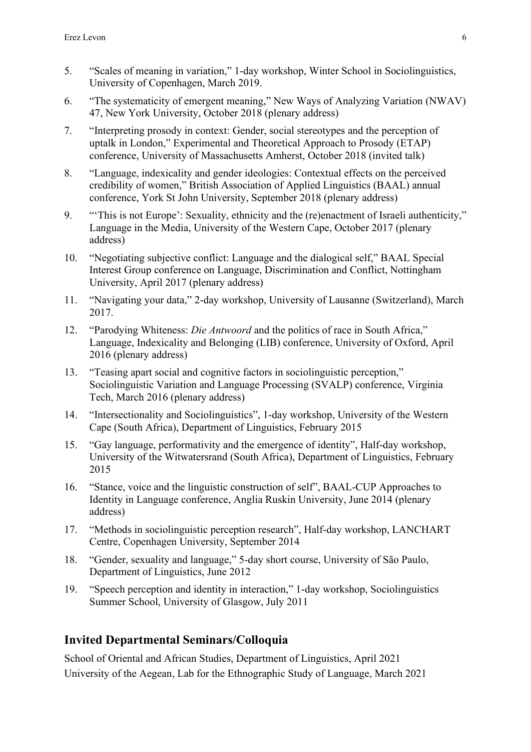5. "Scales of meaning in variation," 1-day workshop, Winter School in Sociolinguistics, University of Copenhagen, March 2019.
6. "The systematicity of emergent meaning," New Ways of Analyzing Variation (NWAV) 47, New York University, October 2018 (plenary address)
7. "Interpreting prosody in context: Gender, social stereotypes and the perception of uptalk in London," Experimental and Theoretical Approach to Prosody (ETAP) conference, University of Massachusetts Amherst, October 2018 (invited talk)
8. "Language, indexicality and gender ideologies: Contextual effects on the perceived credibility of women," British Association of Applied Linguistics (BAAL) annual conference, York St John University, September 2018 (plenary address)
9. "'This is not Europe': Sexuality, ethnicity and the (re)enactment of Israeli authenticity," Language in the Media, University of the Western Cape, October 2017 (plenary address)
10. "Negotiating subjective conflict: Language and the dialogical self," BAAL Special Interest Group conference on Language, Discrimination and Conflict, Nottingham University, April 2017 (plenary address)
11. "Navigating your data," 2-day workshop, University of Lausanne (Switzerland), March 2017.
12. "Parodying Whiteness: *Die Antwoord* and the politics of race in South Africa," Language, Indexicality and Belonging (LIB) conference, University of Oxford, April 2016 (plenary address)
13. "Teasing apart social and cognitive factors in sociolinguistic perception," Sociolinguistic Variation and Language Processing (SVALP) conference, Virginia Tech, March 2016 (plenary address)
14. "Intersectionality and Sociolinguistics", 1-day workshop, University of the Western Cape (South Africa), Department of Linguistics, February 2015
15. "Gay language, performativity and the emergence of identity", Half-day workshop, University of the Witwatersrand (South Africa), Department of Linguistics, February 2015
16. "Stance, voice and the linguistic construction of self", BAAL-CUP Approaches to Identity in Language conference, Anglia Ruskin University, June 2014 (plenary address)
17. "Methods in sociolinguistic perception research", Half-day workshop, LANCHART Centre, Copenhagen University, September 2014
18. "Gender, sexuality and language," 5-day short course, University of São Paulo, Department of Linguistics, June 2012
19. "Speech perception and identity in interaction," 1-day workshop, Sociolinguistics Summer School, University of Glasgow, July 2011

## Invited Departmental Seminars/Colloquia

School of Oriental and African Studies, Department of Linguistics, April 2021
University of the Aegean, Lab for the Ethnographic Study of Language, March 2021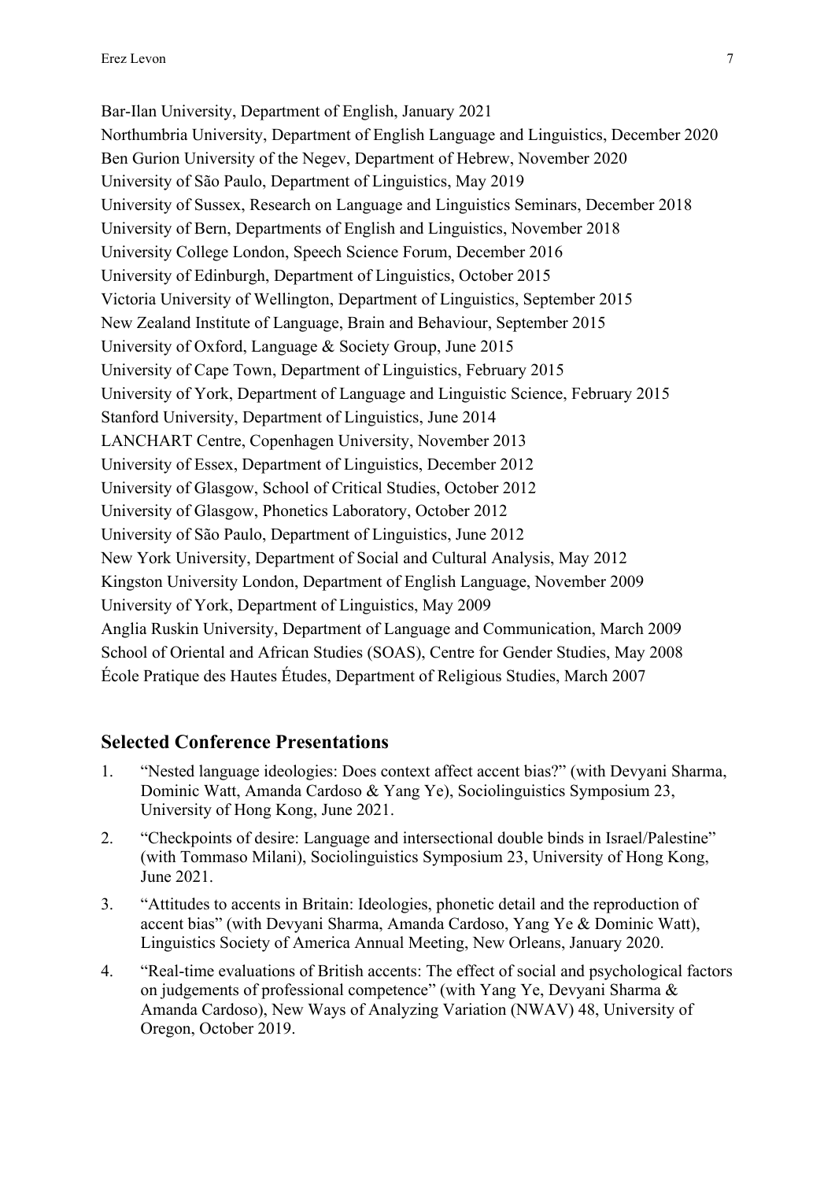Bar-Ilan University, Department of English, January 2021
Northumbria University, Department of English Language and Linguistics, December 2020
Ben Gurion University of the Negev, Department of Hebrew, November 2020
University of São Paulo, Department of Linguistics, May 2019
University of Sussex, Research on Language and Linguistics Seminars, December 2018
University of Bern, Departments of English and Linguistics, November 2018
University College London, Speech Science Forum, December 2016
University of Edinburgh, Department of Linguistics, October 2015
Victoria University of Wellington, Department of Linguistics, September 2015
New Zealand Institute of Language, Brain and Behaviour, September 2015
University of Oxford, Language & Society Group, June 2015
University of Cape Town, Department of Linguistics, February 2015
University of York, Department of Language and Linguistic Science, February 2015
Stanford University, Department of Linguistics, June 2014
LANCHART Centre, Copenhagen University, November 2013
University of Essex, Department of Linguistics, December 2012
University of Glasgow, School of Critical Studies, October 2012
University of Glasgow, Phonetics Laboratory, October 2012
University of São Paulo, Department of Linguistics, June 2012
New York University, Department of Social and Cultural Analysis, May 2012
Kingston University London, Department of English Language, November 2009
University of York, Department of Linguistics, May 2009
Anglia Ruskin University, Department of Language and Communication, March 2009
School of Oriental and African Studies (SOAS), Centre for Gender Studies, May 2008
École Pratique des Hautes Études, Department of Religious Studies, March 2007

## Selected Conference Presentations

1. "Nested language ideologies: Does context affect accent bias?" (with Devyani Sharma, Dominic Watt, Amanda Cardoso & Yang Ye), Sociolinguistics Symposium 23, University of Hong Kong, June 2021.
2. "Checkpoints of desire: Language and intersectional double binds in Israel/Palestine" (with Tommaso Milani), Sociolinguistics Symposium 23, University of Hong Kong, June 2021.
3. "Attitudes to accents in Britain: Ideologies, phonetic detail and the reproduction of accent bias" (with Devyani Sharma, Amanda Cardoso, Yang Ye & Dominic Watt), Linguistics Society of America Annual Meeting, New Orleans, January 2020.
4. "Real-time evaluations of British accents: The effect of social and psychological factors on judgements of professional competence" (with Yang Ye, Devyani Sharma & Amanda Cardoso), New Ways of Analyzing Variation (NWAV) 48, University of Oregon, October 2019.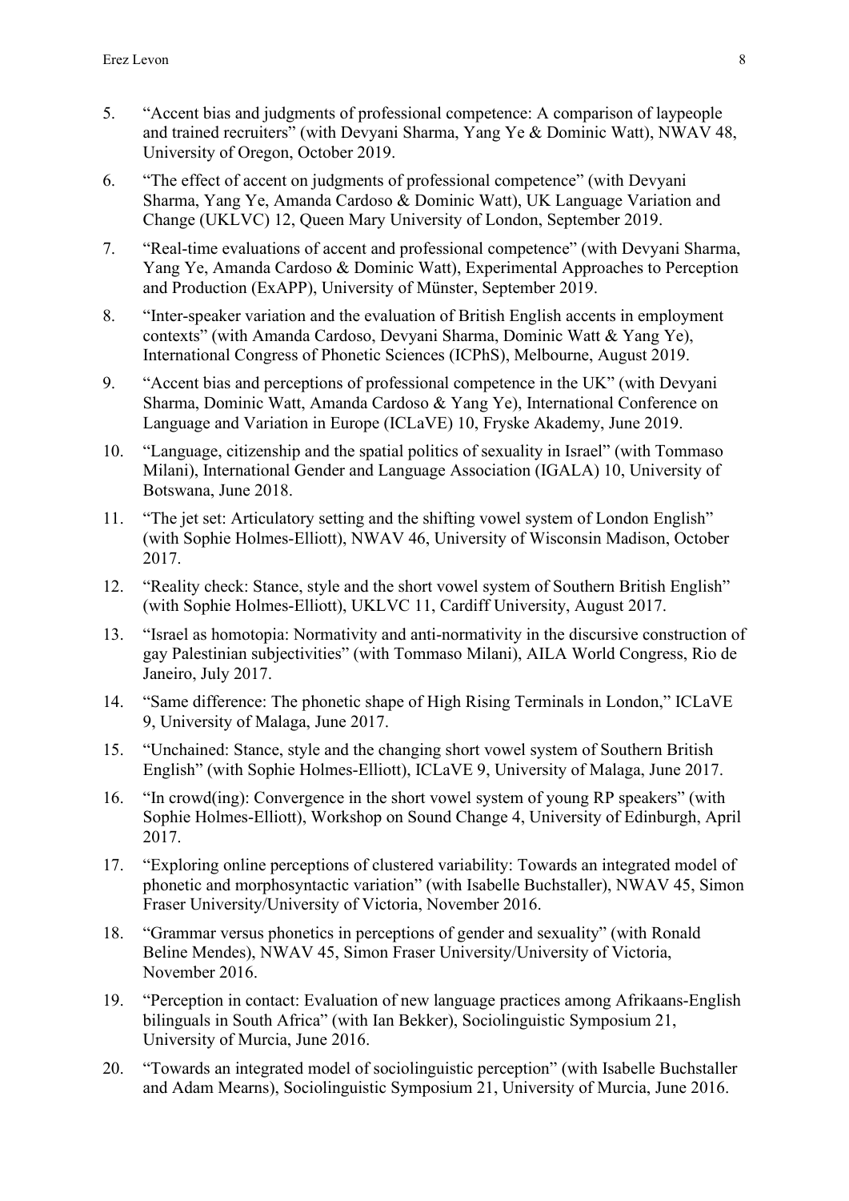5. "Accent bias and judgments of professional competence: A comparison of laypeople and trained recruiters" (with Devyani Sharma, Yang Ye & Dominic Watt), NWAV 48, University of Oregon, October 2019.

6. "The effect of accent on judgments of professional competence" (with Devyani Sharma, Yang Ye, Amanda Cardoso & Dominic Watt), UK Language Variation and Change (UKLVC) 12, Queen Mary University of London, September 2019.

7. "Real-time evaluations of accent and professional competence" (with Devyani Sharma, Yang Ye, Amanda Cardoso & Dominic Watt), Experimental Approaches to Perception and Production (ExAPP), University of Münster, September 2019.

8. "Inter-speaker variation and the evaluation of British English accents in employment contexts" (with Amanda Cardoso, Devyani Sharma, Dominic Watt & Yang Ye), International Congress of Phonetic Sciences (ICPhS), Melbourne, August 2019.

9. "Accent bias and perceptions of professional competence in the UK" (with Devyani Sharma, Dominic Watt, Amanda Cardoso & Yang Ye), International Conference on Language and Variation in Europe (ICLaVE) 10, Fryske Akademy, June 2019.

10. "Language, citizenship and the spatial politics of sexuality in Israel" (with Tommaso Milani), International Gender and Language Association (IGALA) 10, University of Botswana, June 2018.

11. "The jet set: Articulatory setting and the shifting vowel system of London English" (with Sophie Holmes-Elliott), NWAV 46, University of Wisconsin Madison, October 2017.

12. "Reality check: Stance, style and the short vowel system of Southern British English" (with Sophie Holmes-Elliott), UKLVC 11, Cardiff University, August 2017.

13. "Israel as homotopia: Normativity and anti-normativity in the discursive construction of gay Palestinian subjectivities" (with Tommaso Milani), AILA World Congress, Rio de Janeiro, July 2017.

14. "Same difference: The phonetic shape of High Rising Terminals in London," ICLaVE 9, University of Malaga, June 2017.

15. "Unchained: Stance, style and the changing short vowel system of Southern British English" (with Sophie Holmes-Elliott), ICLaVE 9, University of Malaga, June 2017.

16. "In crowd(ing): Convergence in the short vowel system of young RP speakers" (with Sophie Holmes-Elliott), Workshop on Sound Change 4, University of Edinburgh, April 2017.

17. "Exploring online perceptions of clustered variability: Towards an integrated model of phonetic and morphosyntactic variation" (with Isabelle Buchstaller), NWAV 45, Simon Fraser University/University of Victoria, November 2016.

18. "Grammar versus phonetics in perceptions of gender and sexuality" (with Ronald Beline Mendes), NWAV 45, Simon Fraser University/University of Victoria, November 2016.

19. "Perception in contact: Evaluation of new language practices among Afrikaans-English bilinguals in South Africa" (with Ian Bekker), Sociolinguistic Symposium 21, University of Murcia, June 2016.

20. "Towards an integrated model of sociolinguistic perception" (with Isabelle Buchstaller and Adam Mearns), Sociolinguistic Symposium 21, University of Murcia, June 2016.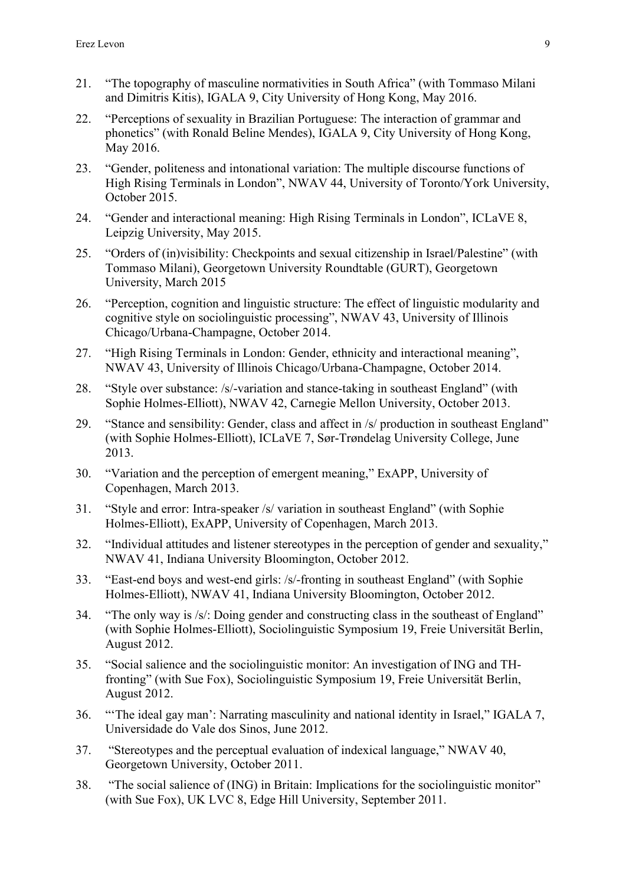21. "The topography of masculine normativities in South Africa" (with Tommaso Milani and Dimitris Kitis), IGALA 9, City University of Hong Kong, May 2016.
22. "Perceptions of sexuality in Brazilian Portuguese: The interaction of grammar and phonetics" (with Ronald Beline Mendes), IGALA 9, City University of Hong Kong, May 2016.
23. "Gender, politeness and intonational variation: The multiple discourse functions of High Rising Terminals in London", NWAV 44, University of Toronto/York University, October 2015.
24. "Gender and interactional meaning: High Rising Terminals in London", ICLaVE 8, Leipzig University, May 2015.
25. "Orders of (in)visibility: Checkpoints and sexual citizenship in Israel/Palestine" (with Tommaso Milani), Georgetown University Roundtable (GURT), Georgetown University, March 2015
26. "Perception, cognition and linguistic structure: The effect of linguistic modularity and cognitive style on sociolinguistic processing", NWAV 43, University of Illinois Chicago/Urbana-Champagne, October 2014.
27. "High Rising Terminals in London: Gender, ethnicity and interactional meaning", NWAV 43, University of Illinois Chicago/Urbana-Champagne, October 2014.
28. "Style over substance: /s/-variation and stance-taking in southeast England" (with Sophie Holmes-Elliott), NWAV 42, Carnegie Mellon University, October 2013.
29. "Stance and sensibility: Gender, class and affect in /s/ production in southeast England" (with Sophie Holmes-Elliott), ICLaVE 7, Sør-Trøndelag University College, June 2013.
30. "Variation and the perception of emergent meaning," ExAPP, University of Copenhagen, March 2013.
31. "Style and error: Intra-speaker /s/ variation in southeast England" (with Sophie Holmes-Elliott), ExAPP, University of Copenhagen, March 2013.
32. "Individual attitudes and listener stereotypes in the perception of gender and sexuality," NWAV 41, Indiana University Bloomington, October 2012.
33. "East-end boys and west-end girls: /s/-fronting in southeast England" (with Sophie Holmes-Elliott), NWAV 41, Indiana University Bloomington, October 2012.
34. "The only way is /s/: Doing gender and constructing class in the southeast of England" (with Sophie Holmes-Elliott), Sociolinguistic Symposium 19, Freie Universität Berlin, August 2012.
35. "Social salience and the sociolinguistic monitor: An investigation of ING and TH-fronting" (with Sue Fox), Sociolinguistic Symposium 19, Freie Universität Berlin, August 2012.
36. "'The ideal gay man': Narrating masculinity and national identity in Israel," IGALA 7, Universidade do Vale dos Sinos, June 2012.
37. "Stereotypes and the perceptual evaluation of indexical language," NWAV 40, Georgetown University, October 2011.
38. "The social salience of (ING) in Britain: Implications for the sociolinguistic monitor" (with Sue Fox), UK LVC 8, Edge Hill University, September 2011.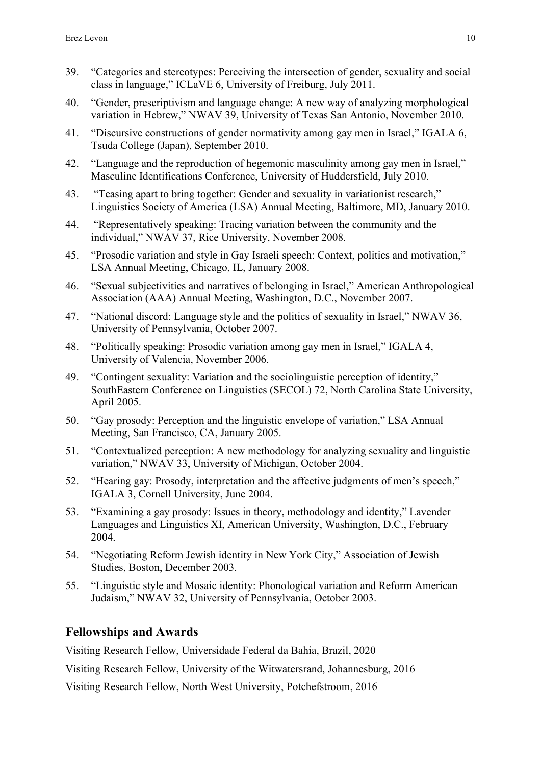39. "Categories and stereotypes: Perceiving the intersection of gender, sexuality and social class in language," ICLaVE 6, University of Freiburg, July 2011.
40. "Gender, prescriptivism and language change: A new way of analyzing morphological variation in Hebrew," NWAV 39, University of Texas San Antonio, November 2010.
41. "Discursive constructions of gender normativity among gay men in Israel," IGALA 6, Tsuda College (Japan), September 2010.
42. "Language and the reproduction of hegemonic masculinity among gay men in Israel," Masculine Identifications Conference, University of Huddersfield, July 2010.
43. "Teasing apart to bring together: Gender and sexuality in variationist research," Linguistics Society of America (LSA) Annual Meeting, Baltimore, MD, January 2010.
44. "Representatively speaking: Tracing variation between the community and the individual," NWAV 37, Rice University, November 2008.
45. "Prosodic variation and style in Gay Israeli speech: Context, politics and motivation," LSA Annual Meeting, Chicago, IL, January 2008.
46. "Sexual subjectivities and narratives of belonging in Israel," American Anthropological Association (AAA) Annual Meeting, Washington, D.C., November 2007.
47. "National discord: Language style and the politics of sexuality in Israel," NWAV 36, University of Pennsylvania, October 2007.
48. "Politically speaking: Prosodic variation among gay men in Israel," IGALA 4, University of Valencia, November 2006.
49. "Contingent sexuality: Variation and the sociolinguistic perception of identity," SouthEastern Conference on Linguistics (SECOL) 72, North Carolina State University, April 2005.
50. "Gay prosody: Perception and the linguistic envelope of variation," LSA Annual Meeting, San Francisco, CA, January 2005.
51. "Contextualized perception: A new methodology for analyzing sexuality and linguistic variation," NWAV 33, University of Michigan, October 2004.
52. "Hearing gay: Prosody, interpretation and the affective judgments of men's speech," IGALA 3, Cornell University, June 2004.
53. "Examining a gay prosody: Issues in theory, methodology and identity," Lavender Languages and Linguistics XI, American University, Washington, D.C., February 2004.
54. "Negotiating Reform Jewish identity in New York City," Association of Jewish Studies, Boston, December 2003.
55. "Linguistic style and Mosaic identity: Phonological variation and Reform American Judaism," NWAV 32, University of Pennsylvania, October 2003.

## Fellowships and Awards

Visiting Research Fellow, Universidade Federal da Bahia, Brazil, 2020

Visiting Research Fellow, University of the Witwatersrand, Johannesburg, 2016

Visiting Research Fellow, North West University, Potchefstroom, 2016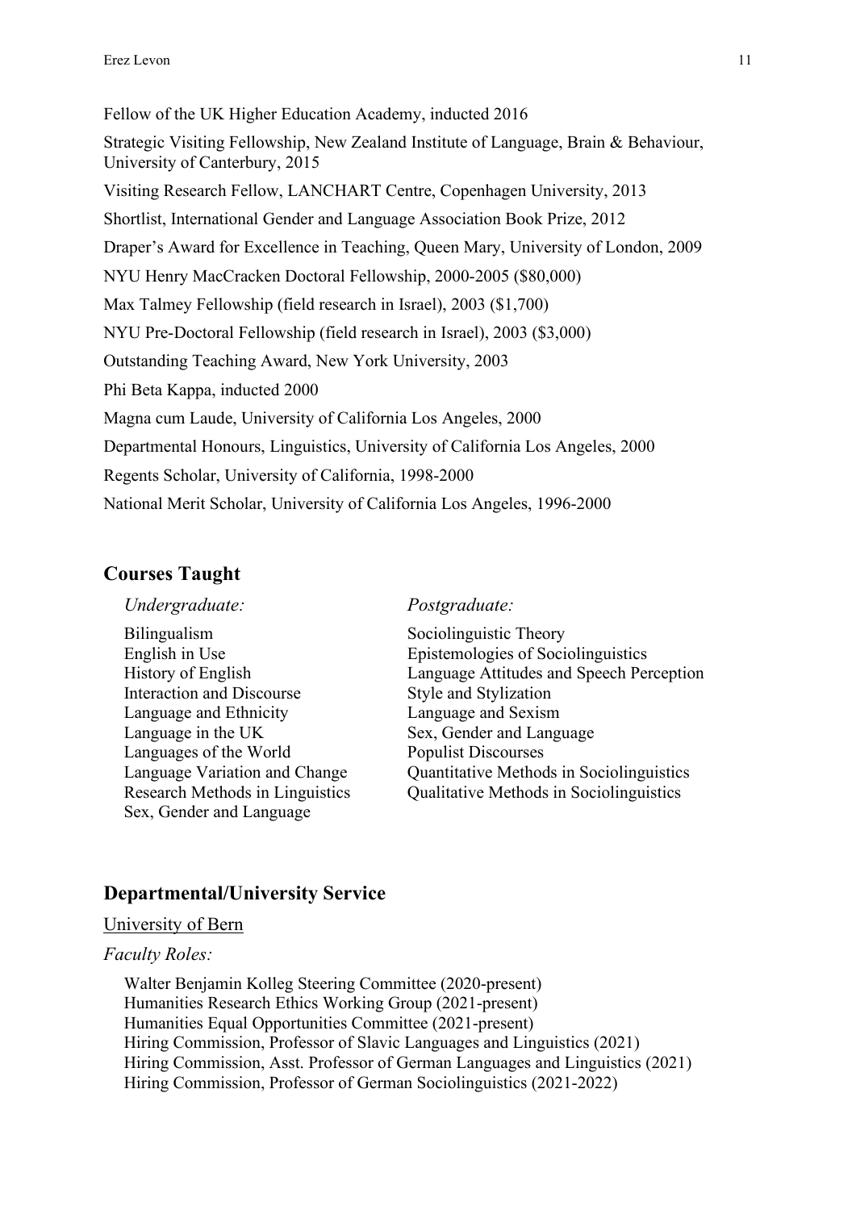Fellow of the UK Higher Education Academy, inducted 2016

Strategic Visiting Fellowship, New Zealand Institute of Language, Brain & Behaviour, University of Canterbury, 2015

Visiting Research Fellow, LANCHART Centre, Copenhagen University, 2013

Shortlist, International Gender and Language Association Book Prize, 2012

Draper's Award for Excellence in Teaching, Queen Mary, University of London, 2009

NYU Henry MacCracken Doctoral Fellowship, 2000-2005 ($80,000)

Max Talmey Fellowship (field research in Israel), 2003 ($1,700)

NYU Pre-Doctoral Fellowship (field research in Israel), 2003 ($3,000)

Outstanding Teaching Award, New York University, 2003

Phi Beta Kappa, inducted 2000

Magna cum Laude, University of California Los Angeles, 2000

Departmental Honours, Linguistics, University of California Los Angeles, 2000

Regents Scholar, University of California, 1998-2000

National Merit Scholar, University of California Los Angeles, 1996-2000

## Courses Taught

*Undergraduate:*

Bilingualism
English in Use
History of English
Interaction and Discourse
Language and Ethnicity
Language in the UK
Languages of the World
Language Variation and Change
Research Methods in Linguistics
Sex, Gender and Language

*Postgraduate:*

Sociolinguistic Theory
Epistemologies of Sociolinguistics
Language Attitudes and Speech Perception
Style and Stylization
Language and Sexism
Sex, Gender and Language
Populist Discourses
Quantitative Methods in Sociolinguistics
Qualitative Methods in Sociolinguistics

## Departmental/University Service

University of Bern

*Faculty Roles:*

Walter Benjamin Kolleg Steering Committee (2020-present)
Humanities Research Ethics Working Group (2021-present)
Humanities Equal Opportunities Committee (2021-present)
Hiring Commission, Professor of Slavic Languages and Linguistics (2021)
Hiring Commission, Asst. Professor of German Languages and Linguistics (2021)
Hiring Commission, Professor of German Sociolinguistics (2021-2022)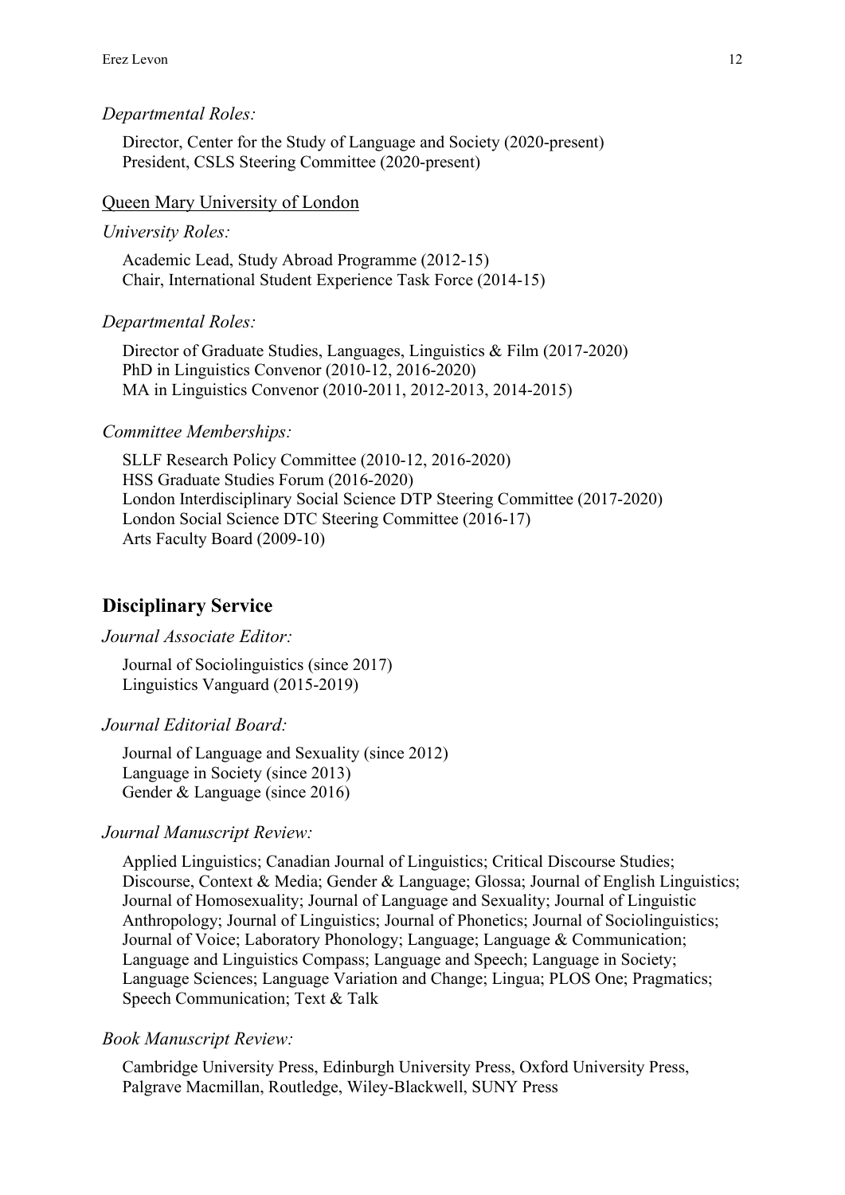*Departmental Roles:*

Director, Center for the Study of Language and Society (2020-present)
President, CSLS Steering Committee (2020-present)

Queen Mary University of London

*University Roles:*

Academic Lead, Study Abroad Programme (2012-15)
Chair, International Student Experience Task Force (2014-15)

*Departmental Roles:*

Director of Graduate Studies, Languages, Linguistics & Film (2017-2020)
PhD in Linguistics Convenor (2010-12, 2016-2020)
MA in Linguistics Convenor (2010-2011, 2012-2013, 2014-2015)

*Committee Memberships:*

SLLF Research Policy Committee (2010-12, 2016-2020)
HSS Graduate Studies Forum (2016-2020)
London Interdisciplinary Social Science DTP Steering Committee (2017-2020)
London Social Science DTC Steering Committee (2016-17)
Arts Faculty Board (2009-10)

## Disciplinary Service

*Journal Associate Editor:*

Journal of Sociolinguistics (since 2017)
Linguistics Vanguard (2015-2019)

*Journal Editorial Board:*

Journal of Language and Sexuality (since 2012)
Language in Society (since 2013)
Gender & Language (since 2016)

*Journal Manuscript Review:*

Applied Linguistics; Canadian Journal of Linguistics; Critical Discourse Studies; Discourse, Context & Media; Gender & Language; Glossa; Journal of English Linguistics; Journal of Homosexuality; Journal of Language and Sexuality; Journal of Linguistic Anthropology; Journal of Linguistics; Journal of Phonetics; Journal of Sociolinguistics; Journal of Voice; Laboratory Phonology; Language; Language & Communication; Language and Linguistics Compass; Language and Speech; Language in Society; Language Sciences; Language Variation and Change; Lingua; PLOS One; Pragmatics; Speech Communication; Text & Talk

*Book Manuscript Review:*

Cambridge University Press, Edinburgh University Press, Oxford University Press, Palgrave Macmillan, Routledge, Wiley-Blackwell, SUNY Press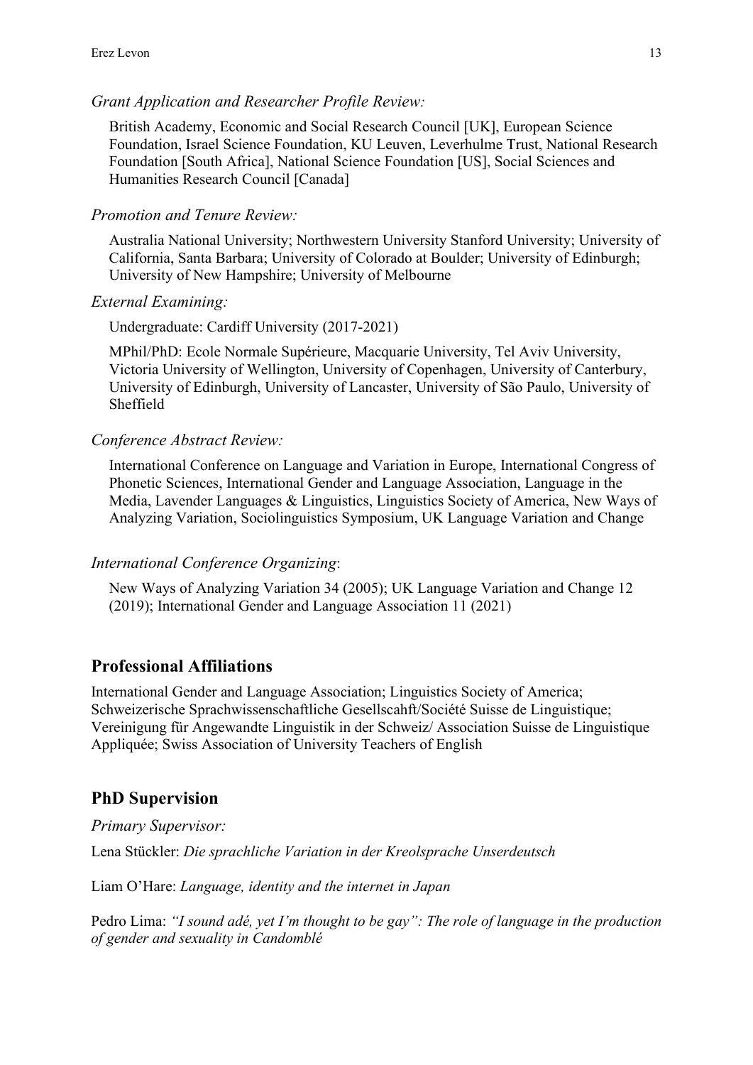*Grant Application and Researcher Profile Review:*

British Academy, Economic and Social Research Council [UK], European Science Foundation, Israel Science Foundation, KU Leuven, Leverhulme Trust, National Research Foundation [South Africa], National Science Foundation [US], Social Sciences and Humanities Research Council [Canada]

*Promotion and Tenure Review:*

Australia National University; Northwestern University Stanford University; University of California, Santa Barbara; University of Colorado at Boulder; University of Edinburgh; University of New Hampshire; University of Melbourne

*External Examining:*

Undergraduate: Cardiff University (2017-2021)

MPhil/PhD: Ecole Normale Supérieure, Macquarie University, Tel Aviv University, Victoria University of Wellington, University of Copenhagen, University of Canterbury, University of Edinburgh, University of Lancaster, University of São Paulo, University of Sheffield

*Conference Abstract Review:*

International Conference on Language and Variation in Europe, International Congress of Phonetic Sciences, International Gender and Language Association, Language in the Media, Lavender Languages & Linguistics, Linguistics Society of America, New Ways of Analyzing Variation, Sociolinguistics Symposium, UK Language Variation and Change

*International Conference Organizing*:

New Ways of Analyzing Variation 34 (2005); UK Language Variation and Change 12 (2019); International Gender and Language Association 11 (2021)

## Professional Affiliations

International Gender and Language Association; Linguistics Society of America; Schweizerische Sprachwissenschaftliche Gesellscahft/Société Suisse de Linguistique; Vereinigung für Angewandte Linguistik in der Schweiz/ Association Suisse de Linguistique Appliquée; Swiss Association of University Teachers of English

## PhD Supervision

*Primary Supervisor:*

Lena Stückler: *Die sprachliche Variation in der Kreolsprache Unserdeutsch*

Liam O'Hare: *Language, identity and the internet in Japan*

Pedro Lima: *"I sound adé, yet I'm thought to be gay": The role of language in the production of gender and sexuality in Candomblé*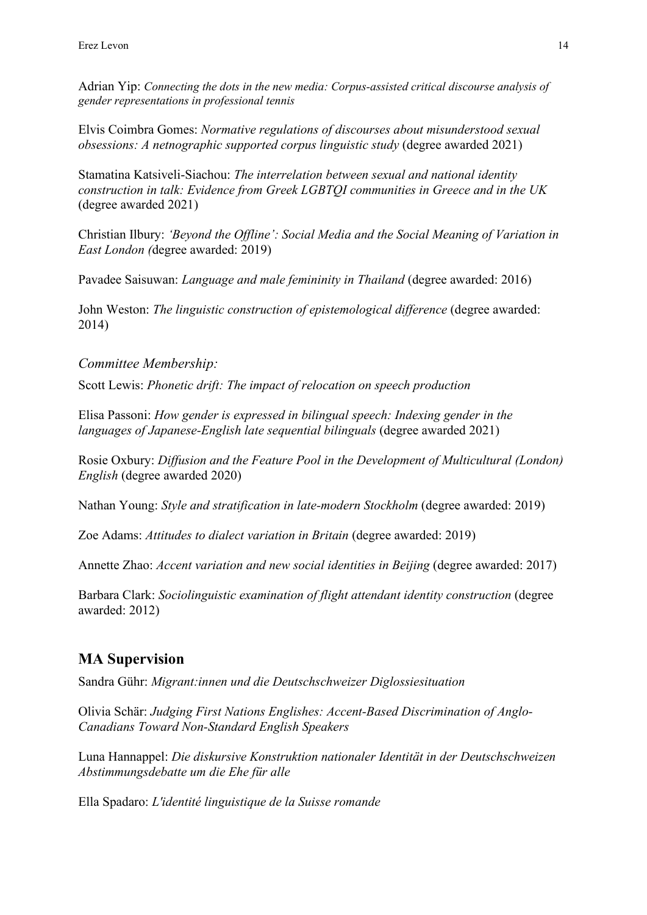Adrian Yip: *Connecting the dots in the new media: Corpus-assisted critical discourse analysis of gender representations in professional tennis*

Elvis Coimbra Gomes: *Normative regulations of discourses about misunderstood sexual obsessions: A netnographic supported corpus linguistic study* (degree awarded 2021)

Stamatina Katsiveli-Siachou: *The interrelation between sexual and national identity construction in talk: Evidence from Greek LGBTQI communities in Greece and in the UK* (degree awarded 2021)

Christian Ilbury: *'Beyond the Offline': Social Media and the Social Meaning of Variation in East London (*degree awarded: 2019)

Pavadee Saisuwan: *Language and male femininity in Thailand* (degree awarded: 2016)

John Weston: *The linguistic construction of epistemological difference* (degree awarded: 2014)

*Committee Membership:*

Scott Lewis: *Phonetic drift: The impact of relocation on speech production*

Elisa Passoni: *How gender is expressed in bilingual speech: Indexing gender in the languages of Japanese-English late sequential bilinguals* (degree awarded 2021)

Rosie Oxbury: *Diffusion and the Feature Pool in the Development of Multicultural (London) English* (degree awarded 2020)

Nathan Young: *Style and stratification in late-modern Stockholm* (degree awarded: 2019)

Zoe Adams: *Attitudes to dialect variation in Britain* (degree awarded: 2019)

Annette Zhao: *Accent variation and new social identities in Beijing* (degree awarded: 2017)

Barbara Clark: *Sociolinguistic examination of flight attendant identity construction* (degree awarded: 2012)

## MA Supervision

Sandra Gühr: *Migrant:innen und die Deutschschweizer Diglossiesituation*

Olivia Schär: *Judging First Nations Englishes: Accent-Based Discrimination of Anglo-Canadians Toward Non-Standard English Speakers*

Luna Hannappel: *Die diskursive Konstruktion nationaler Identität in der Deutschschweizen Abstimmungsdebatte um die Ehe für alle*

Ella Spadaro: *L'identité linguistique de la Suisse romande*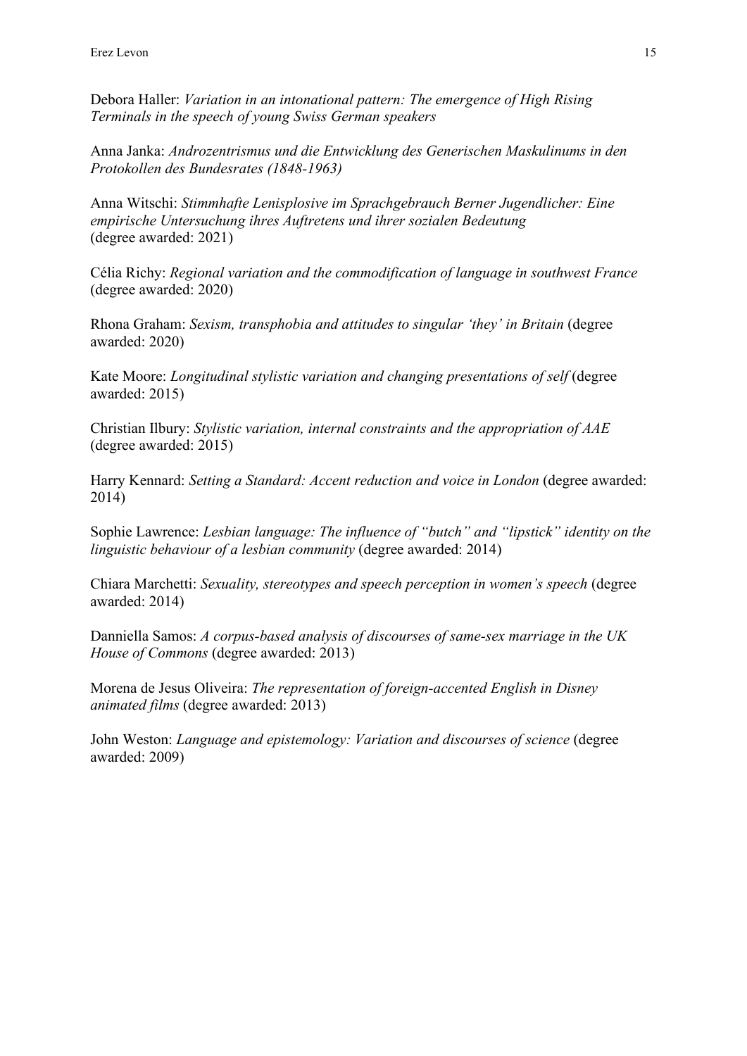Debora Haller: *Variation in an intonational pattern: The emergence of High Rising Terminals in the speech of young Swiss German speakers*

Anna Janka: *Androzentrismus und die Entwicklung des Generischen Maskulinums in den Protokollen des Bundesrates (1848-1963)*

Anna Witschi: *Stimmhafte Lenisplosive im Sprachgebrauch Berner Jugendlicher: Eine empirische Untersuchung ihres Auftretens und ihrer sozialen Bedeutung* (degree awarded: 2021)

Célia Richy: *Regional variation and the commodification of language in southwest France* (degree awarded: 2020)

Rhona Graham: *Sexism, transphobia and attitudes to singular 'they' in Britain* (degree awarded: 2020)

Kate Moore: *Longitudinal stylistic variation and changing presentations of self* (degree awarded: 2015)

Christian Ilbury: *Stylistic variation, internal constraints and the appropriation of AAE* (degree awarded: 2015)

Harry Kennard: *Setting a Standard: Accent reduction and voice in London* (degree awarded: 2014)

Sophie Lawrence: *Lesbian language: The influence of "butch" and "lipstick" identity on the linguistic behaviour of a lesbian community* (degree awarded: 2014)

Chiara Marchetti: *Sexuality, stereotypes and speech perception in women's speech* (degree awarded: 2014)

Danniella Samos: *A corpus-based analysis of discourses of same-sex marriage in the UK House of Commons* (degree awarded: 2013)

Morena de Jesus Oliveira: *The representation of foreign-accented English in Disney animated films* (degree awarded: 2013)

John Weston: *Language and epistemology: Variation and discourses of science* (degree awarded: 2009)